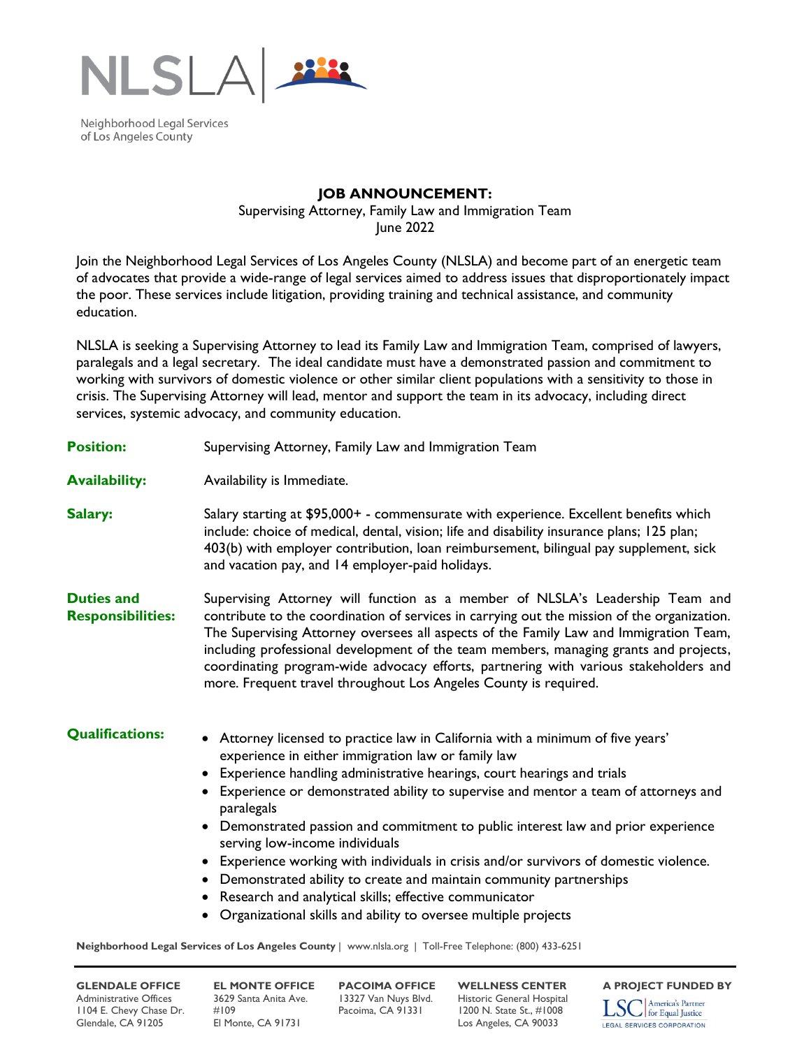NLSLA

Neighborhood Legal Services of Los Angeles County

# JOB ANNOUNCEMENT:

Supervising Attorney, Family Law and Immigration Team
June 2022

Join the Neighborhood Legal Services of Los Angeles County (NLSLA) and become part of an energetic team of advocates that provide a wide-range of legal services aimed to address issues that disproportionately impact the poor. These services include litigation, providing training and technical assistance, and community education.

NLSLA is seeking a Supervising Attorney to lead its Family Law and Immigration Team, comprised of lawyers, paralegals and a legal secretary. The ideal candidate must have a demonstrated passion and commitment to working with survivors of domestic violence or other similar client populations with a sensitivity to those in crisis. The Supervising Attorney will lead, mentor and support the team in its advocacy, including direct services, systemic advocacy, and community education.

**Position:** Supervising Attorney, Family Law and Immigration Team

**Availability:** Availability is Immediate.

**Salary:** Salary starting at $95,000+ - commensurate with experience. Excellent benefits which include: choice of medical, dental, vision; life and disability insurance plans; 125 plan; 403(b) with employer contribution, loan reimbursement, bilingual pay supplement, sick and vacation pay, and 14 employer-paid holidays.

**Duties and Responsibilities:** Supervising Attorney will function as a member of NLSLA's Leadership Team and contribute to the coordination of services in carrying out the mission of the organization. The Supervising Attorney oversees all aspects of the Family Law and Immigration Team, including professional development of the team members, managing grants and projects, coordinating program-wide advocacy efforts, partnering with various stakeholders and more. Frequent travel throughout Los Angeles County is required.

**Qualifications:**

- Attorney licensed to practice law in California with a minimum of five years' experience in either immigration law or family law
- Experience handling administrative hearings, court hearings and trials
- Experience or demonstrated ability to supervise and mentor a team of attorneys and paralegals
- Demonstrated passion and commitment to public interest law and prior experience serving low-income individuals
- Experience working with individuals in crisis and/or survivors of domestic violence.
- Demonstrated ability to create and maintain community partnerships
- Research and analytical skills; effective communicator
- Organizational skills and ability to oversee multiple projects

**Neighborhood Legal Services of Los Angeles County** | www.nlsla.org | Toll-Free Telephone: (800) 433-6251

**GLENDALE OFFICE**
Administrative Offices
1104 E. Chevy Chase Dr.
Glendale, CA 91205

**EL MONTE OFFICE**
3629 Santa Anita Ave. #109
El Monte, CA 91731

**PACOIMA OFFICE**
13327 Van Nuys Blvd.
Pacoima, CA 91331

**WELLNESS CENTER**
Historic General Hospital
1200 N. State St., #1008
Los Angeles, CA 90033

**A PROJECT FUNDED BY**
LSC America's Partner for Equal Justice
LEGAL SERVICES CORPORATION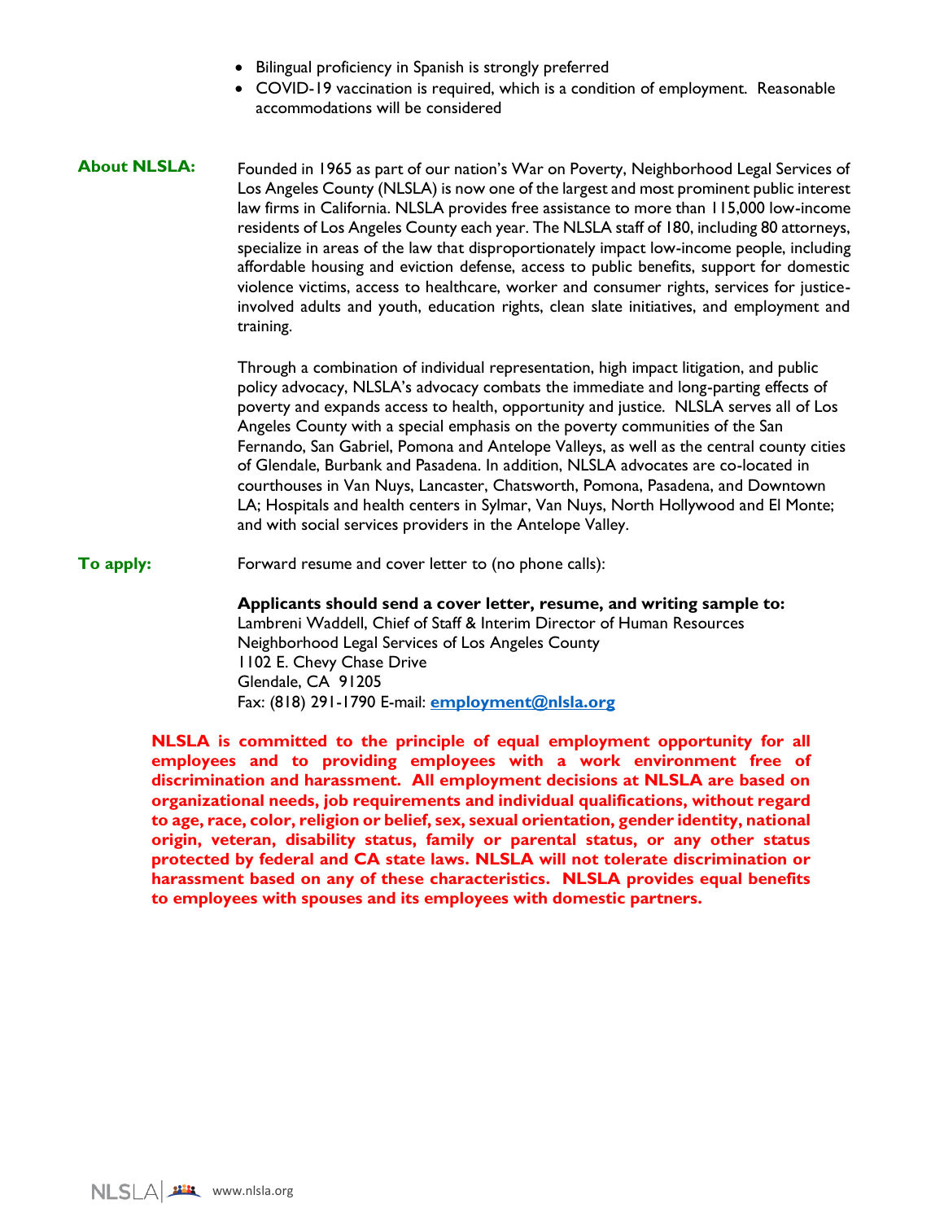- Bilingual proficiency in Spanish is strongly preferred
- COVID-19 vaccination is required, which is a condition of employment. Reasonable accommodations will be considered

**About NLSLA:** Founded in 1965 as part of our nation's War on Poverty, Neighborhood Legal Services of Los Angeles County (NLSLA) is now one of the largest and most prominent public interest law firms in California. NLSLA provides free assistance to more than 115,000 low-income residents of Los Angeles County each year. The NLSLA staff of 180, including 80 attorneys, specialize in areas of the law that disproportionately impact low-income people, including affordable housing and eviction defense, access to public benefits, support for domestic violence victims, access to healthcare, worker and consumer rights, services for justice-involved adults and youth, education rights, clean slate initiatives, and employment and training.

Through a combination of individual representation, high impact litigation, and public policy advocacy, NLSLA's advocacy combats the immediate and long-parting effects of poverty and expands access to health, opportunity and justice. NLSLA serves all of Los Angeles County with a special emphasis on the poverty communities of the San Fernando, San Gabriel, Pomona and Antelope Valleys, as well as the central county cities of Glendale, Burbank and Pasadena. In addition, NLSLA advocates are co-located in courthouses in Van Nuys, Lancaster, Chatsworth, Pomona, Pasadena, and Downtown LA; Hospitals and health centers in Sylmar, Van Nuys, North Hollywood and El Monte; and with social services providers in the Antelope Valley.

**To apply:** Forward resume and cover letter to (no phone calls):

**Applicants should send a cover letter, resume, and writing sample to:**
Lambreni Waddell, Chief of Staff & Interim Director of Human Resources
Neighborhood Legal Services of Los Angeles County
1102 E. Chevy Chase Drive
Glendale, CA 91205
Fax: (818) 291-1790 E-mail: employment@nlsla.org

**NLSLA is committed to the principle of equal employment opportunity for all employees and to providing employees with a work environment free of discrimination and harassment. All employment decisions at NLSLA are based on organizational needs, job requirements and individual qualifications, without regard to age, race, color, religion or belief, sex, sexual orientation, gender identity, national origin, veteran, disability status, family or parental status, or any other status protected by federal and CA state laws. NLSLA will not tolerate discrimination or harassment based on any of these characteristics. NLSLA provides equal benefits to employees with spouses and its employees with domestic partners.**